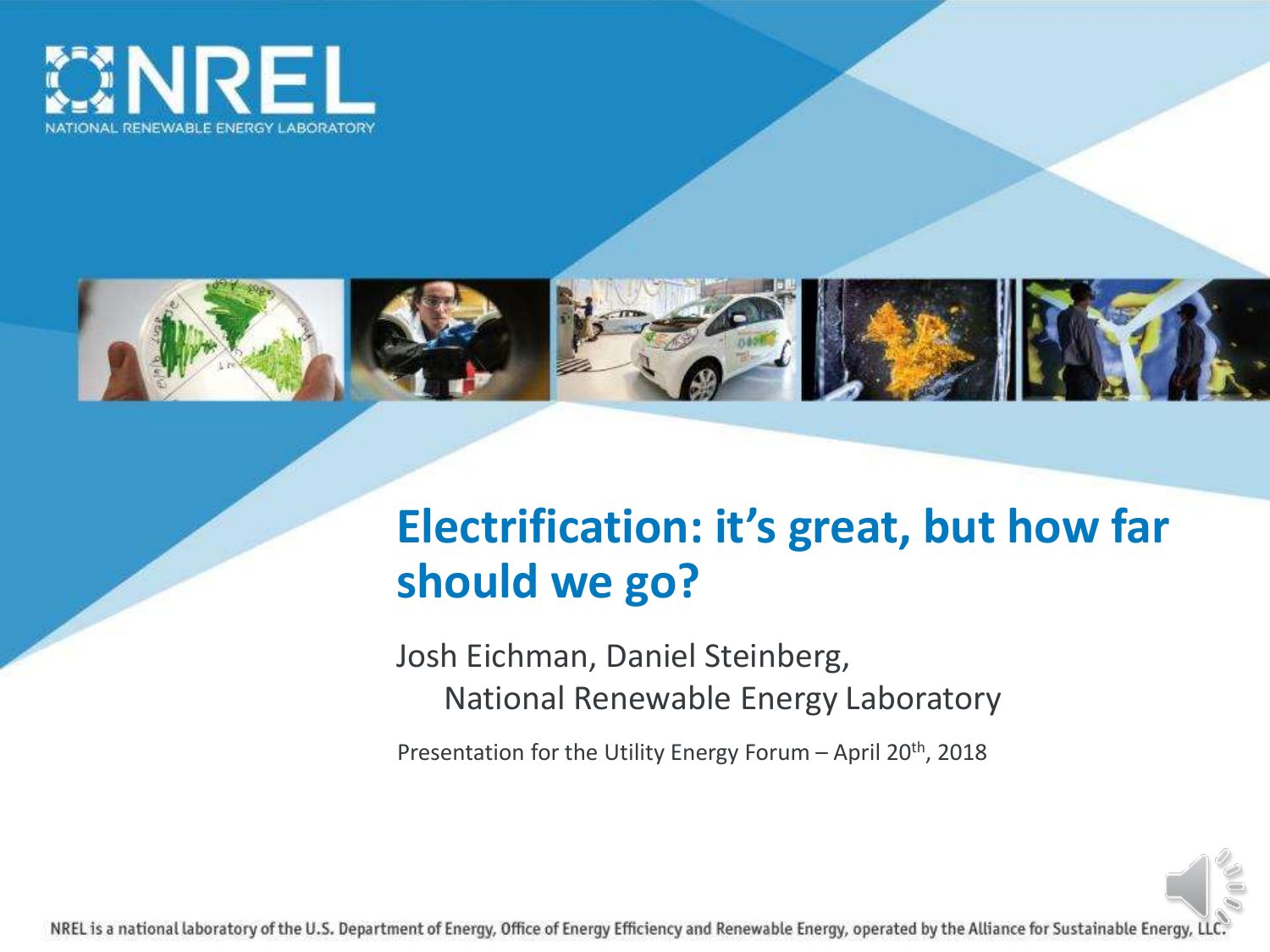NREL

NATIONAL RENEWABLE ENERGY LABORATORY

# Electrification: it's great, but how far should we go?

Josh Eichman, Daniel Steinberg,
National Renewable Energy Laboratory

Presentation for the Utility Energy Forum – April 20th, 2018

NREL is a national laboratory of the U.S. Department of Energy, Office of Energy Efficiency and Renewable Energy, operated by the Alliance for Sustainable Energy, LLC.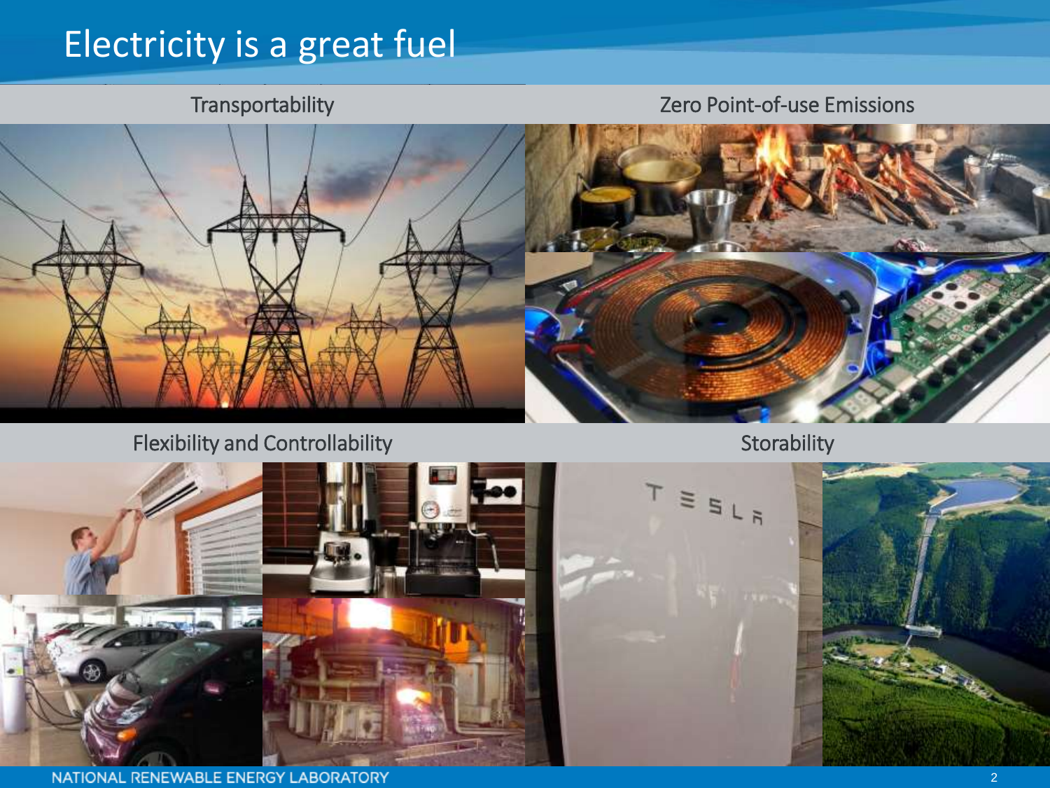# Electricity is a great fuel

## Transportability

## Zero Point-of-use Emissions

## Flexibility and Controllability

## Storability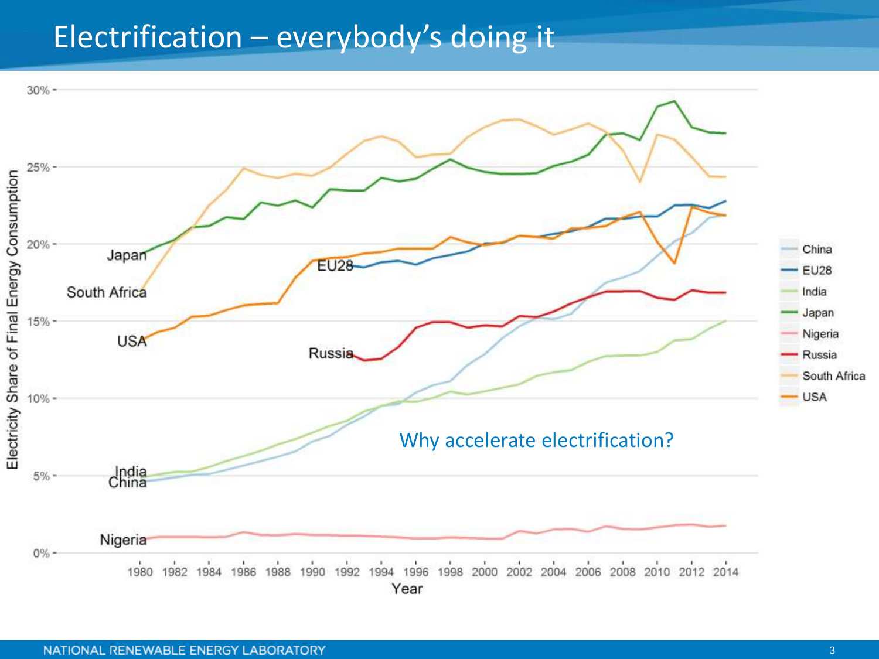# Electrification – everybody's doing it

Why accelerate electrification?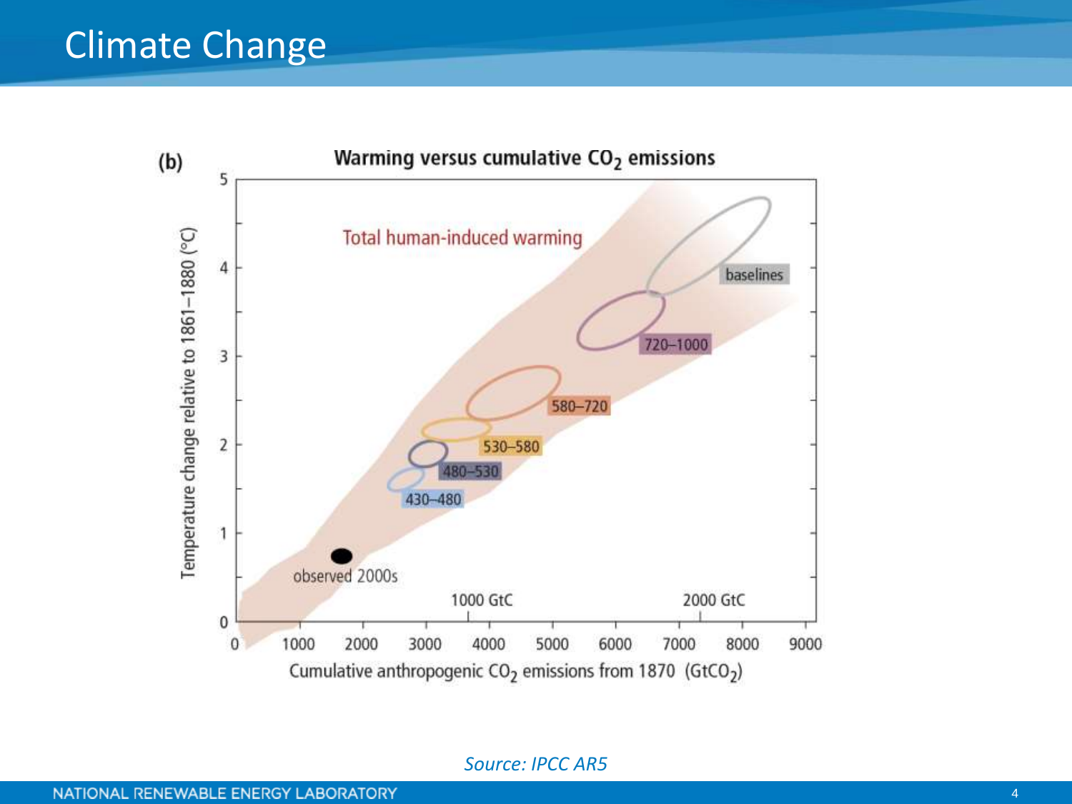# Climate Change

(b)

**Warming versus cumulative $CO_2$ emissions**

Total human-induced warming

baselines

720–1000

580–720

530–580

480–530

430–480

observed 2000s

1000 GtC

2000 GtC

Temperature change relative to 1861–1880 (°C)

Cumulative anthropogenic $CO_2$ emissions from 1870 ($GtCO_2$)

*Source: IPCC AR5*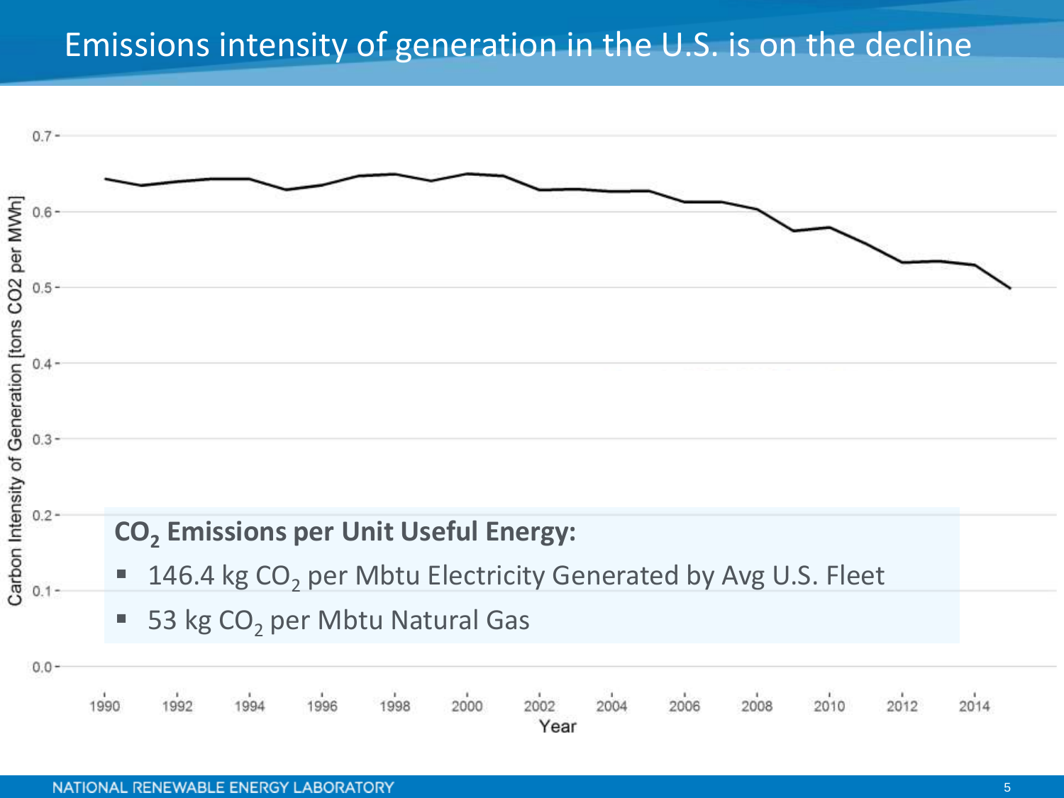# Emissions intensity of generation in the U.S. is on the decline

**$CO_2$ Emissions per Unit Useful Energy:**

- 146.4 kg $CO_2$ per Mbtu Electricity Generated by Avg U.S. Fleet
- 53 kg $CO_2$ per Mbtu Natural Gas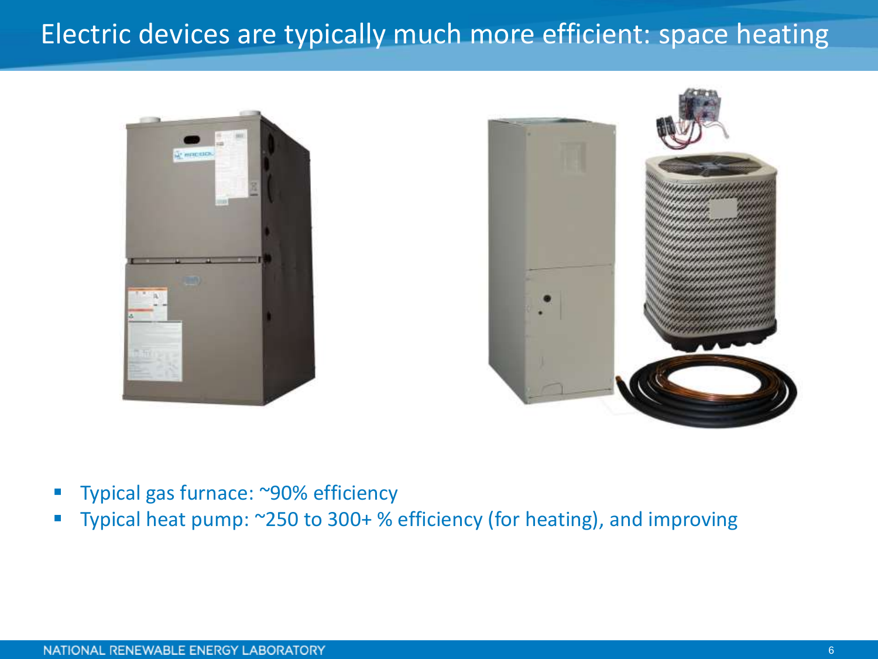# Electric devices are typically much more efficient: space heating

- Typical gas furnace: ~90% efficiency
- Typical heat pump: ~250 to 300+ % efficiency (for heating), and improving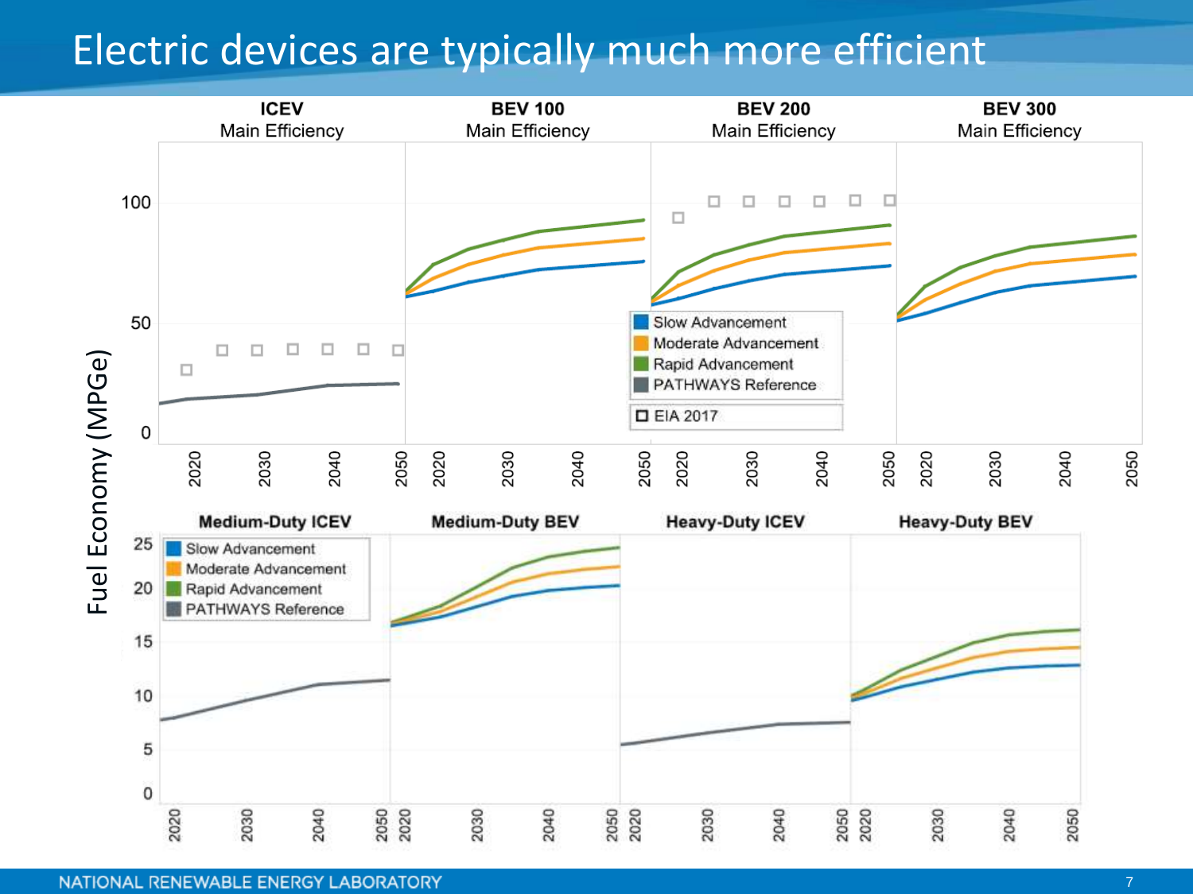# Electric devices are typically much more efficient

**ICEV** Main Efficiency | **BEV 100** Main Efficiency | **BEV 200** Main Efficiency | **BEV 300** Main Efficiency

**Medium-Duty ICEV** | **Medium-Duty BEV** | **Heavy-Duty ICEV** | **Heavy-Duty BEV**

Fuel Economy (MPGe)

Legend: Slow Advancement, Moderate Advancement, Rapid Advancement, PATHWAYS Reference, EIA 2017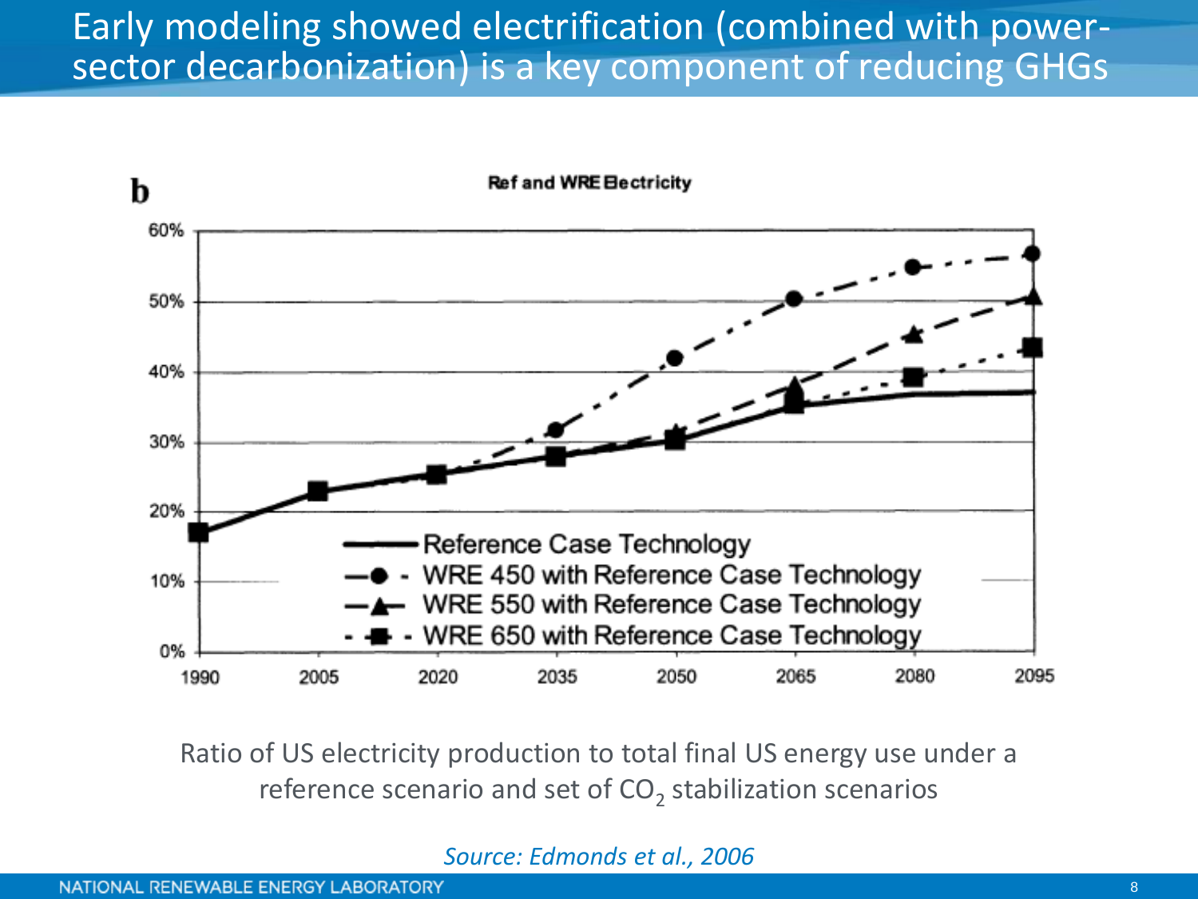# Early modeling showed electrification (combined with power-sector decarbonization) is a key component of reducing GHGs

**b**

**Ref and WRE Electricity**

| Year | Reference Case Technology | WRE 450 with Reference Case Technology | WRE 550 with Reference Case Technology | WRE 650 with Reference Case Technology |
|---|---|---|---|---|
| 1990 | ~17% | ~17% | ~17% | ~17% |
| 2005 | ~23% | ~23% | ~23% | ~23% |
| 2020 | ~25.5% | ~25.5% | ~25.5% | ~25.5% |
| 2035 | ~28% | ~32% | ~28% | ~28% |
| 2050 | ~30.5% | ~42% | ~31.5% | ~30.5% |
| 2065 | ~35% | ~50.5% | ~38% | ~35.5% |
| 2080 | ~37% | ~55% | ~45.5% | ~39.5% |
| 2095 | ~37% | ~57% | ~51% | ~43.5% |

Ratio of US electricity production to total final US energy use under a reference scenario and set of $CO_2$ stabilization scenarios

*Source: Edmonds et al., 2006*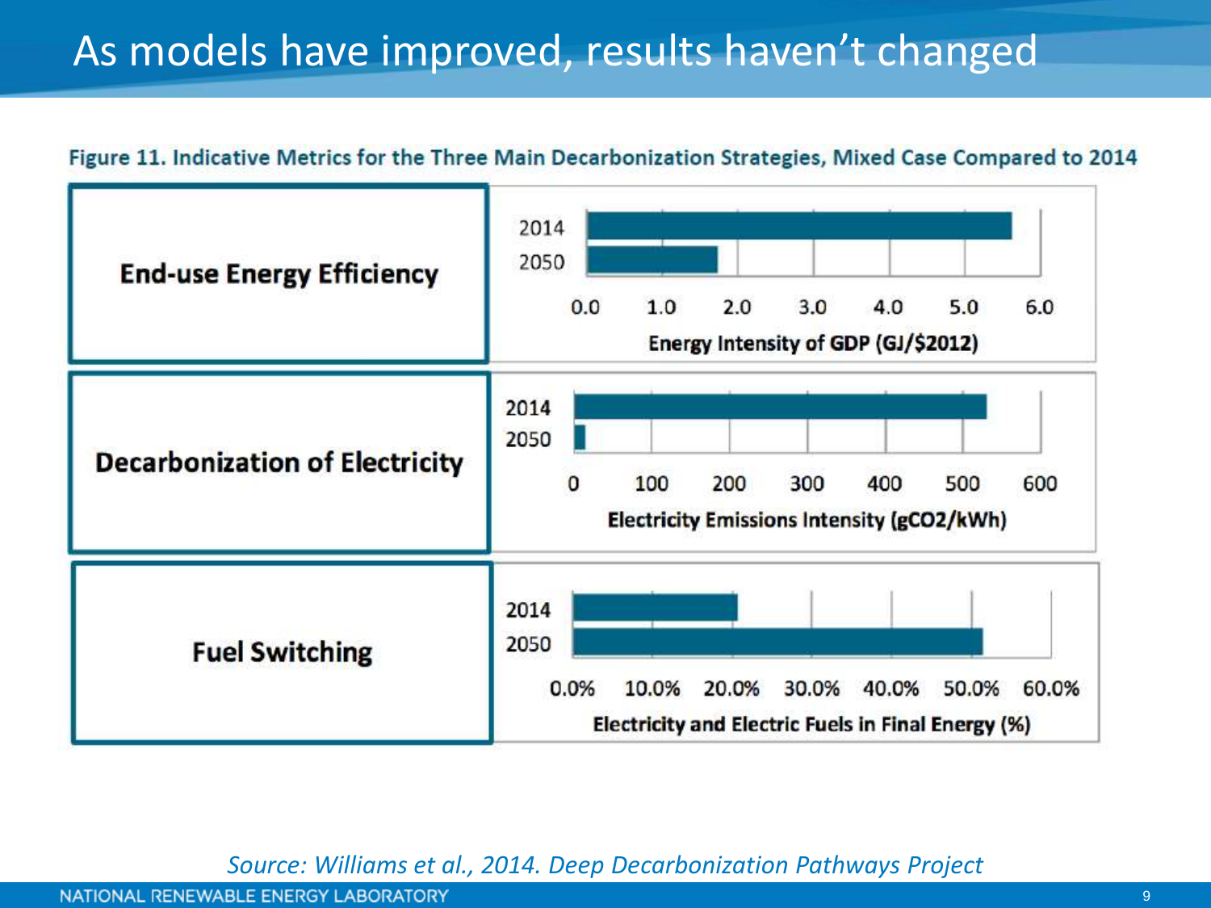# As models have improved, results haven't changed

**Figure 11. Indicative Metrics for the Three Main Decarbonization Strategies, Mixed Case Compared to 2014**

| Strategy | Metric | 2014 | 2050 |
|---|---|---|---|
| **End-use Energy Efficiency** | Energy Intensity of GDP (GJ/$2012) | ~5.6 | ~1.7 |
| **Decarbonization of Electricity** | Electricity Emissions Intensity ($gCO_2$/kWh) | ~530 | ~15 |
| **Fuel Switching** | Electricity and Electric Fuels in Final Energy (%) | ~20.5% | ~51% |

*Source: Williams et al., 2014. Deep Decarbonization Pathways Project*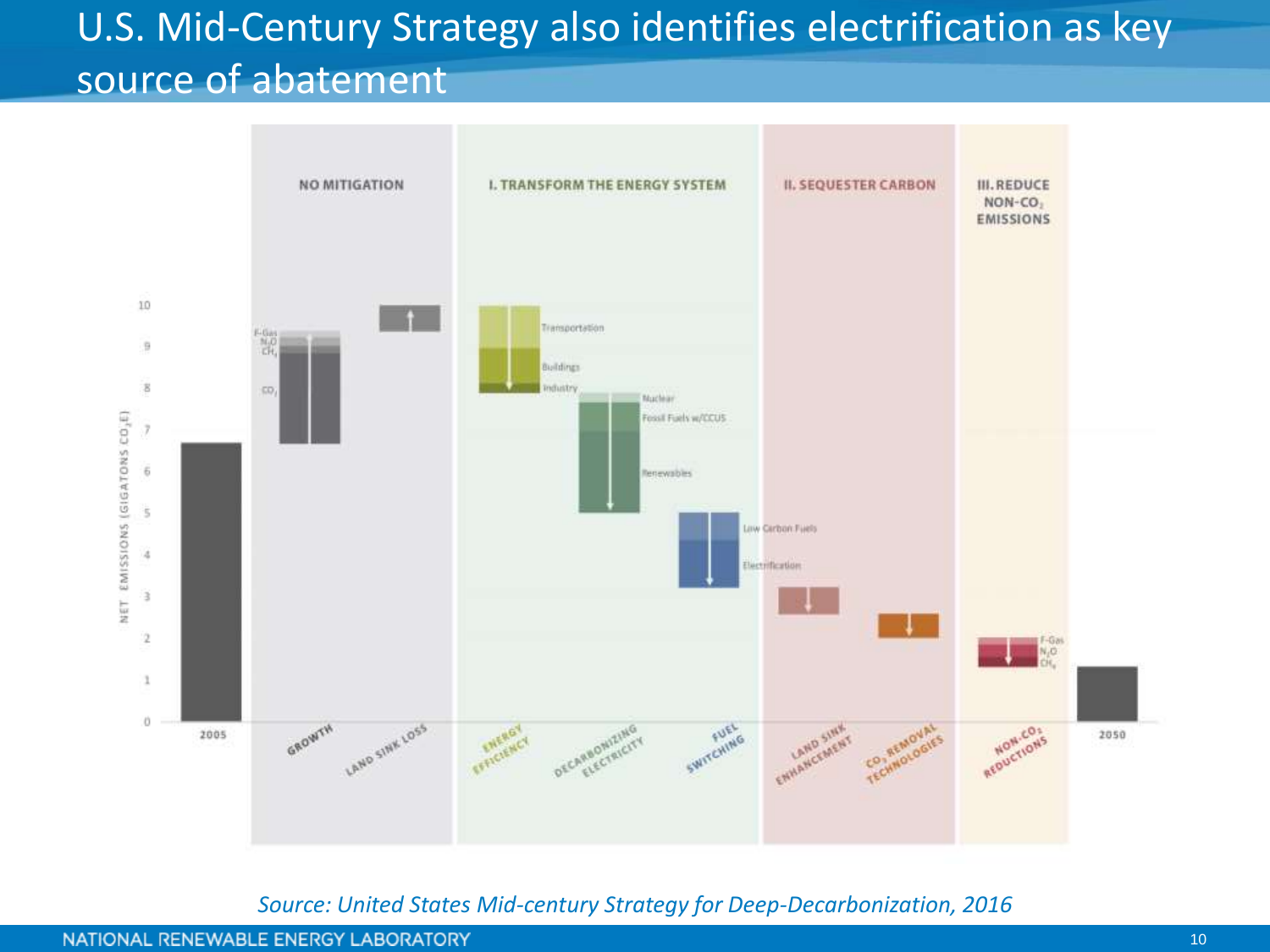# U.S. Mid-Century Strategy also identifies electrification as key source of abatement

NO MITIGATION | I. TRANSFORM THE ENERGY SYSTEM | II. SEQUESTER CARBON | III. REDUCE NON-$CO_2$ EMISSIONS

NET EMISSIONS (GIGATONS $CO_2E$)

10, 9, 8, 7, 6, 5, 4, 3, 2, 1, 0

F-Gas, $N_2O$, $CH_4$, $CO_2$

Transportation, Buildings, Industry

Nuclear, Fossil Fuels w/CCUS, Renewables

Low Carbon Fuels, Electrification

F-Gas, $N_2O$, $CH_4$

2005, GROWTH, LAND SINK LOSS, ENERGY EFFICIENCY, DECARBONIZING ELECTRICITY, FUEL SWITCHING, LAND SINK ENHANCEMENT, $CO_2$ REMOVAL TECHNOLOGIES, NON-$CO_2$ REDUCTIONS, 2050

*Source: United States Mid-century Strategy for Deep-Decarbonization, 2016*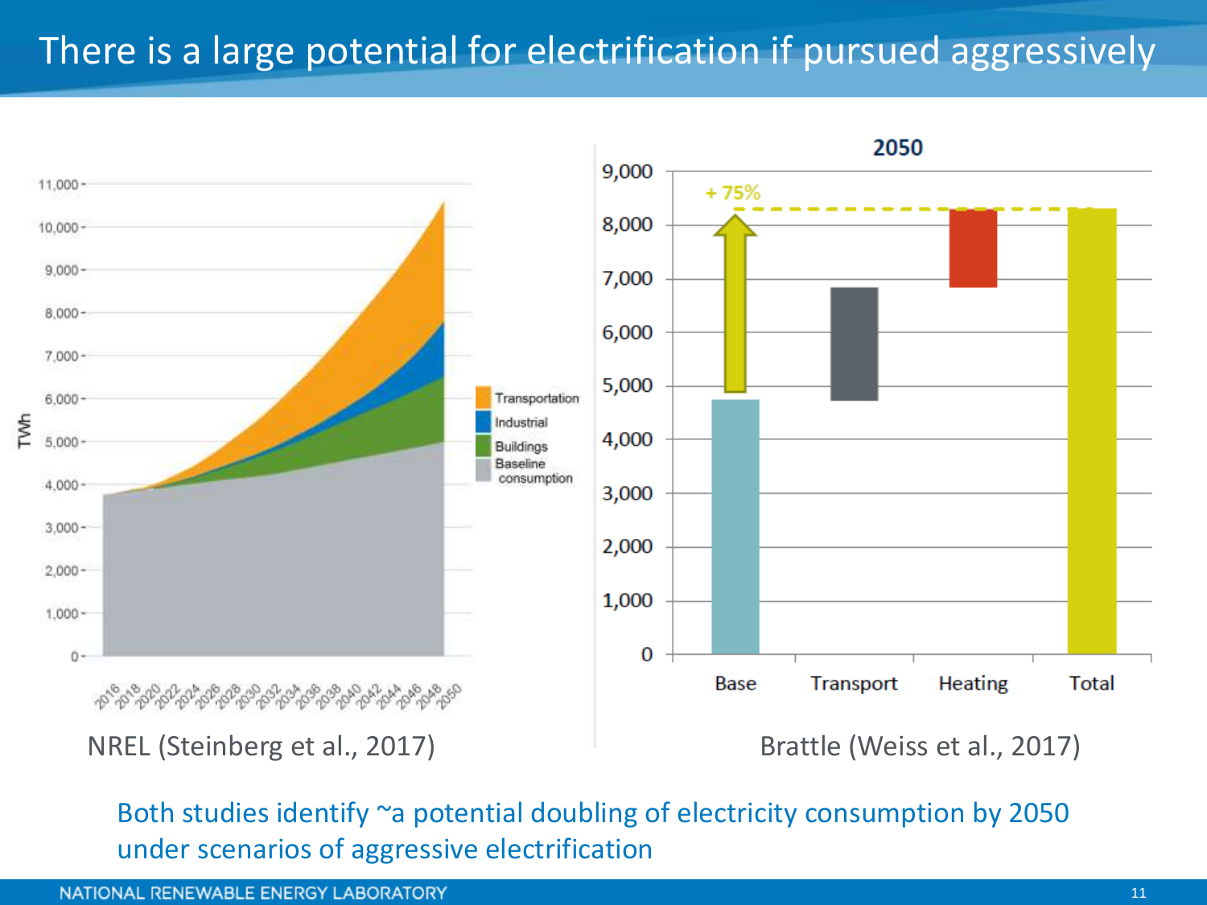# There is a large potential for electrification if pursued aggressively

NREL (Steinberg et al., 2017)

Brattle (Weiss et al., 2017)

Both studies identify ~a potential doubling of electricity consumption by 2050 under scenarios of aggressive electrification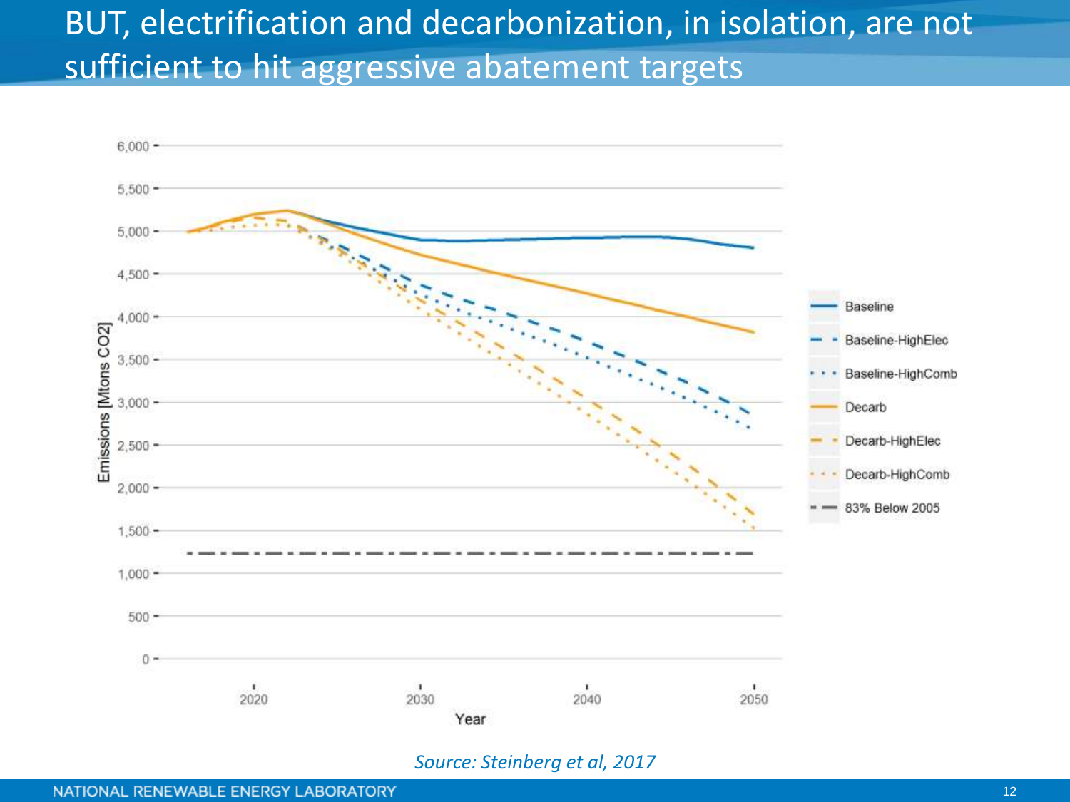# BUT, electrification and decarbonization, in isolation, are not sufficient to hit aggressive abatement targets

*Source: Steinberg et al, 2017*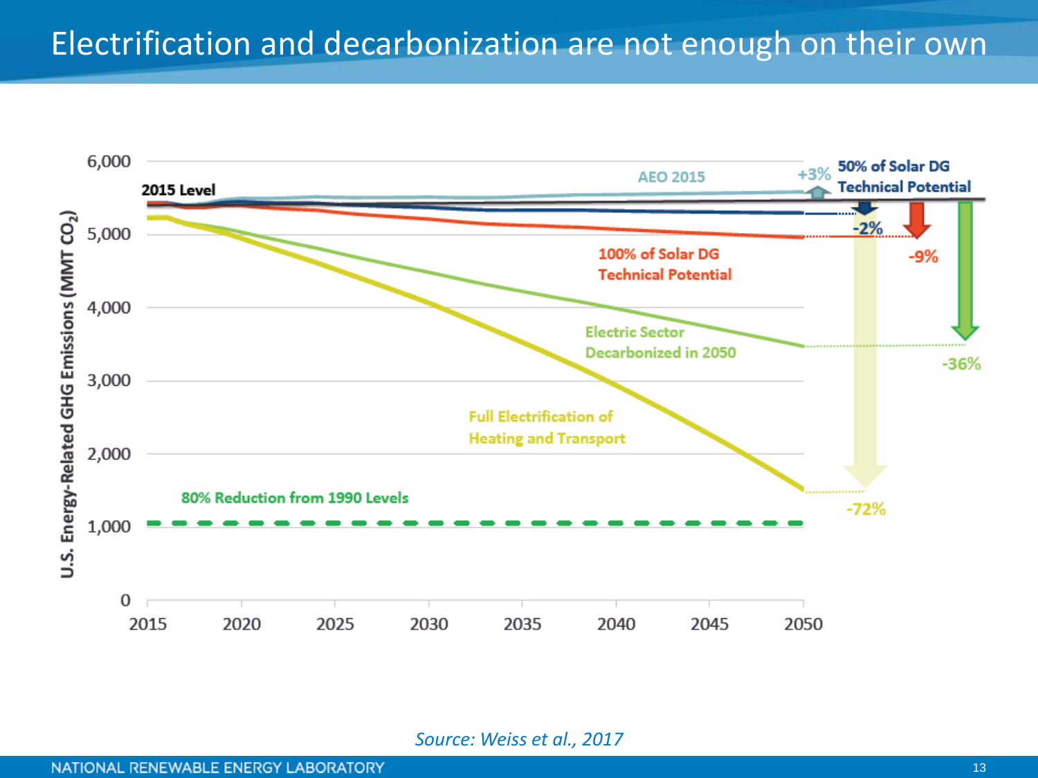# Electrification and decarbonization are not enough on their own

U.S. Energy-Related GHG Emissions (MMT $CO_2$)

| Scenario | Change by 2050 vs. 2015 Level |
|---|---|
| AEO 2015 | +3% |
| 50% of Solar DG Technical Potential | -2% |
| 100% of Solar DG Technical Potential | -9% |
| Electric Sector Decarbonized in 2050 | -36% |
| Full Electrification of Heating and Transport | -72% |

Reference lines: 2015 Level; 80% Reduction from 1990 Levels

*Source: Weiss et al., 2017*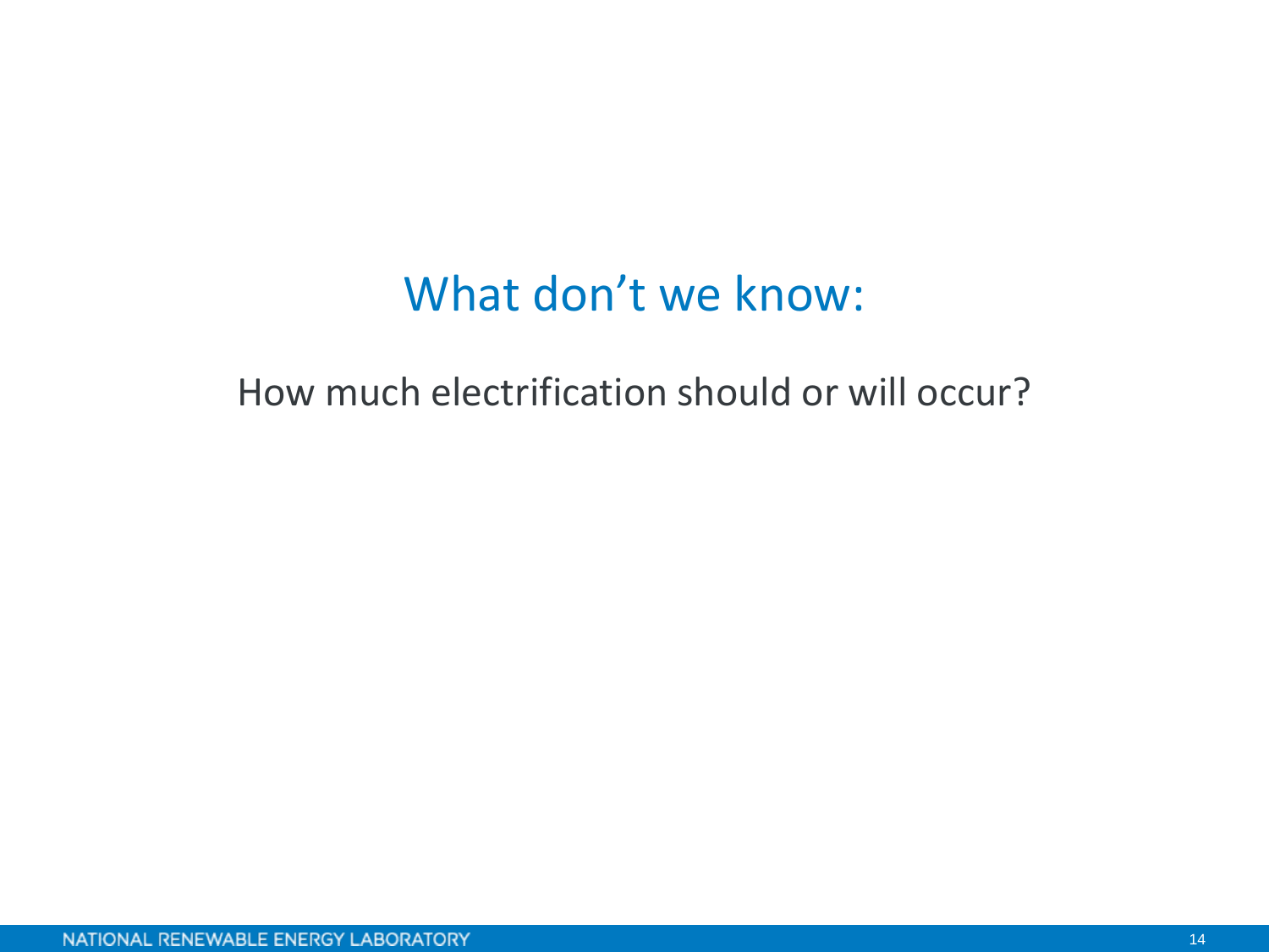# What don’t we know:

How much electrification should or will occur?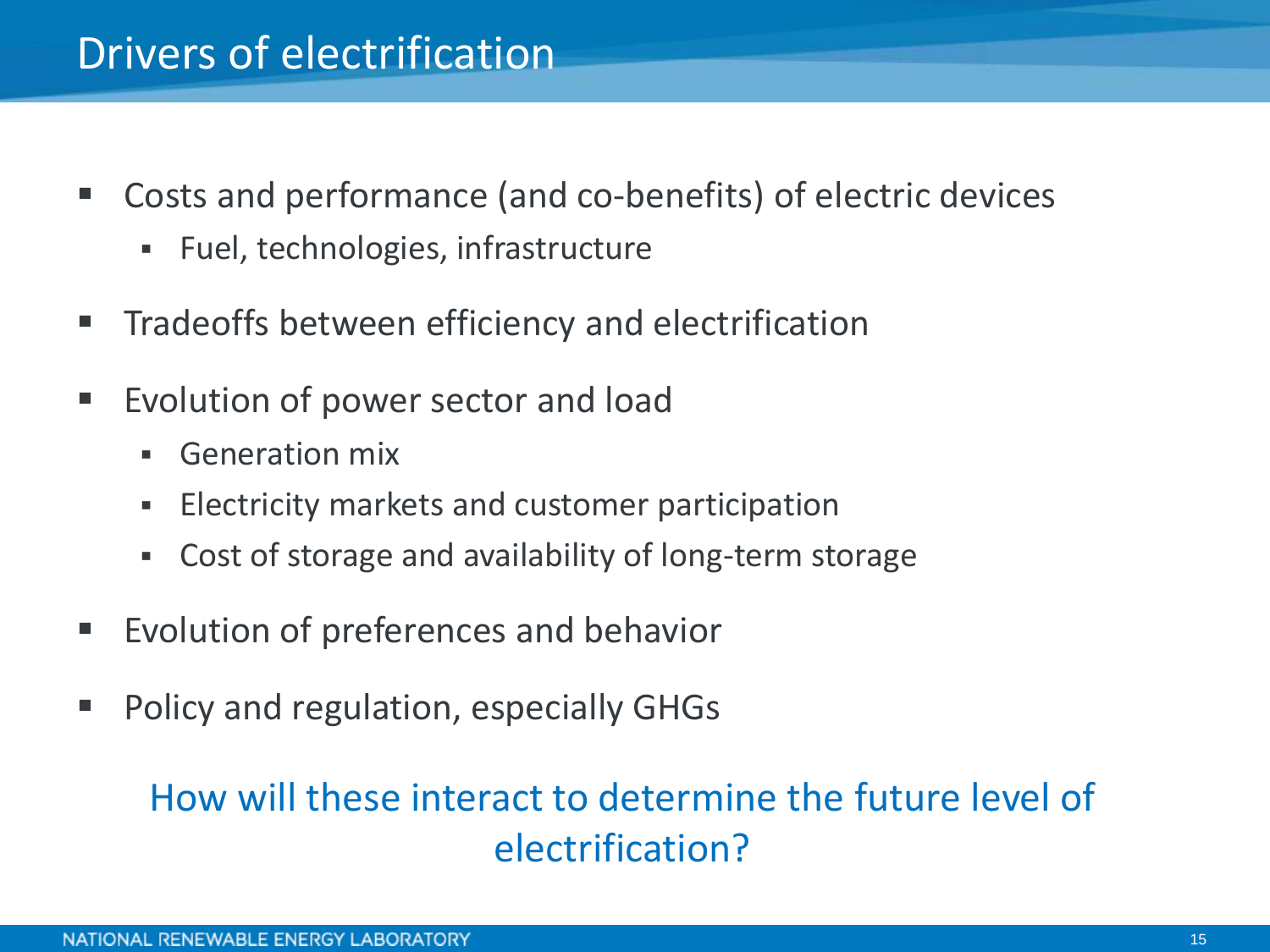# Drivers of electrification

- Costs and performance (and co-benefits) of electric devices
  - Fuel, technologies, infrastructure
- Tradeoffs between efficiency and electrification
- Evolution of power sector and load
  - Generation mix
  - Electricity markets and customer participation
  - Cost of storage and availability of long-term storage
- Evolution of preferences and behavior
- Policy and regulation, especially GHGs

How will these interact to determine the future level of electrification?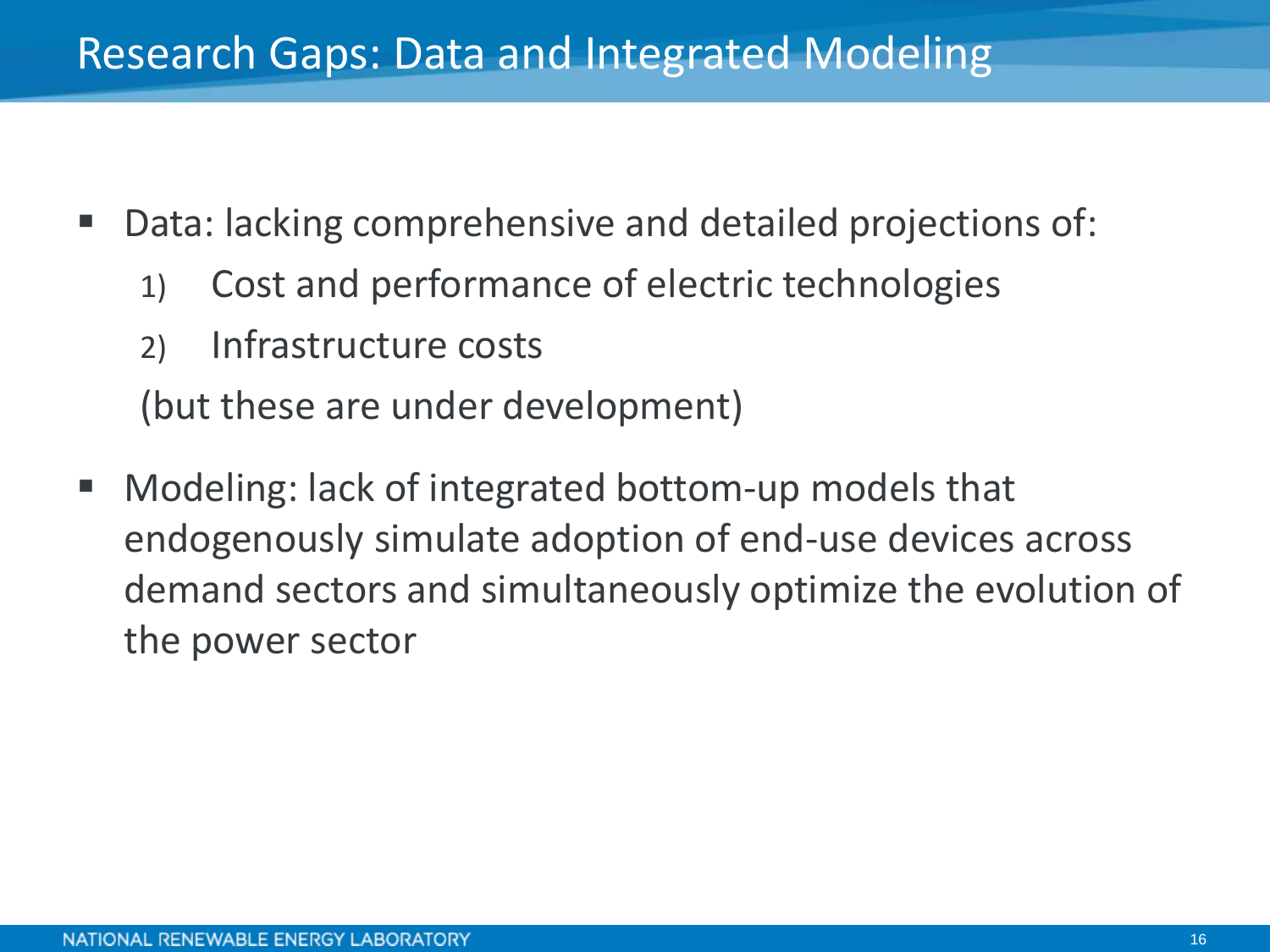# Research Gaps: Data and Integrated Modeling

- Data: lacking comprehensive and detailed projections of:
  1) Cost and performance of electric technologies
  2) Infrastructure costs

  (but these are under development)

- Modeling: lack of integrated bottom-up models that endogenously simulate adoption of end-use devices across demand sectors and simultaneously optimize the evolution of the power sector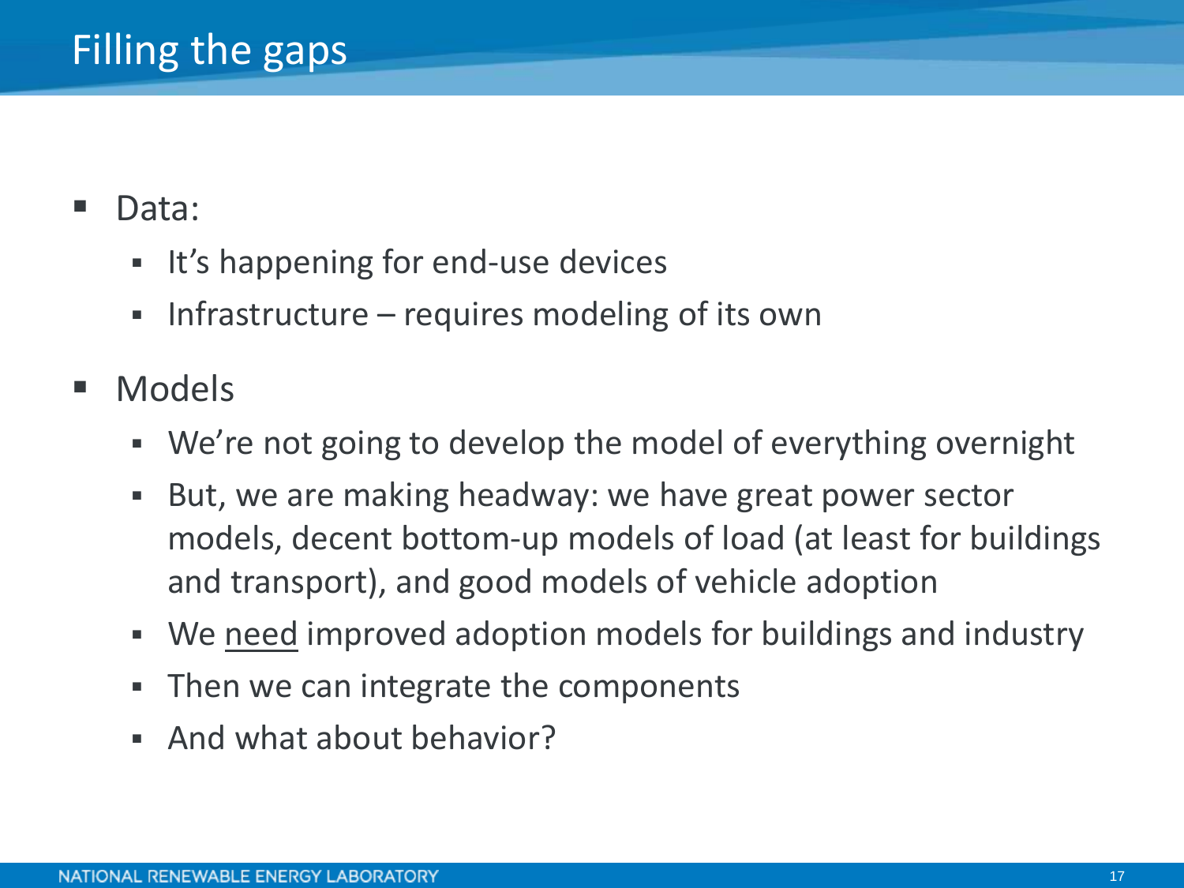# Filling the gaps

- Data:
  - It's happening for end-use devices
  - Infrastructure – requires modeling of its own
- Models
  - We're not going to develop the model of everything overnight
  - But, we are making headway: we have great power sector models, decent bottom-up models of load (at least for buildings and transport), and good models of vehicle adoption
  - We <u>need</u> improved adoption models for buildings and industry
  - Then we can integrate the components
  - And what about behavior?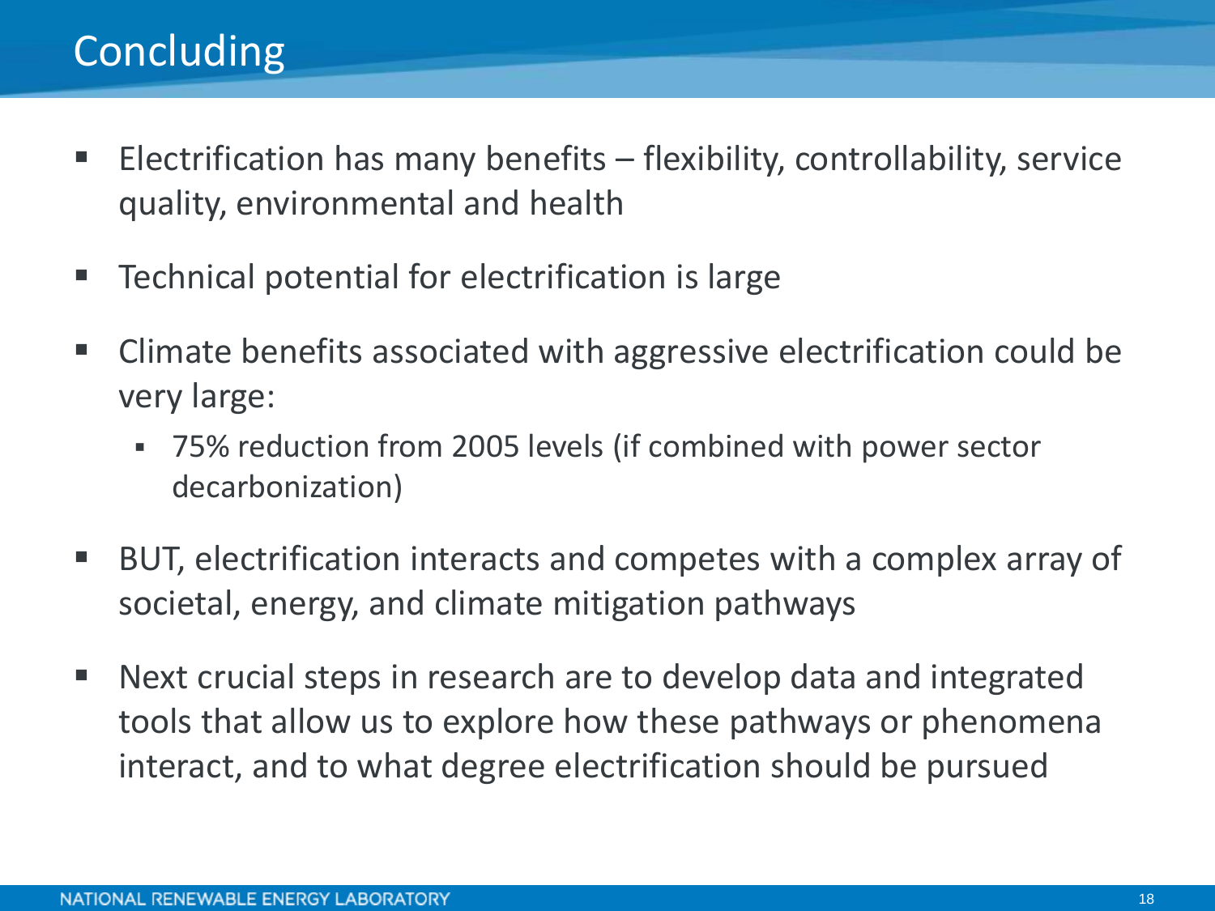# Concluding

- Electrification has many benefits – flexibility, controllability, service quality, environmental and health
- Technical potential for electrification is large
- Climate benefits associated with aggressive electrification could be very large:
  - 75% reduction from 2005 levels (if combined with power sector decarbonization)
- BUT, electrification interacts and competes with a complex array of societal, energy, and climate mitigation pathways
- Next crucial steps in research are to develop data and integrated tools that allow us to explore how these pathways or phenomena interact, and to what degree electrification should be pursued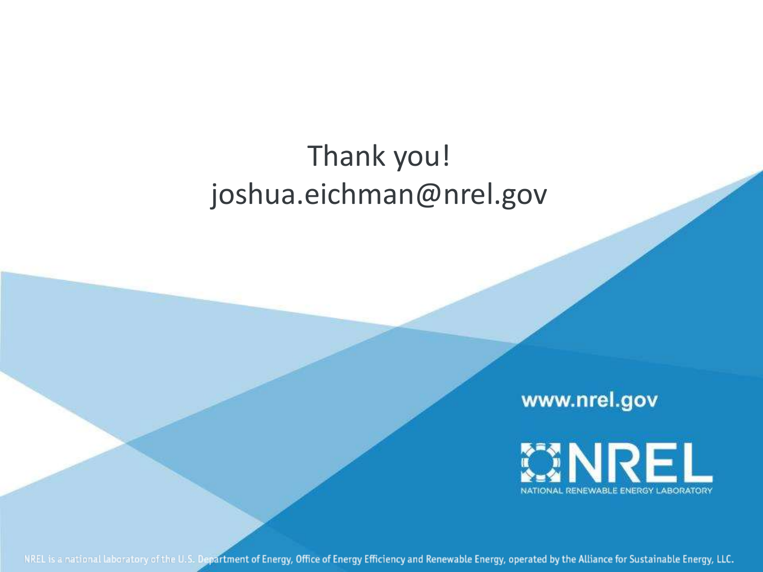Thank you!
joshua.eichman@nrel.gov

www.nrel.gov

NREL
NATIONAL RENEWABLE ENERGY LABORATORY

NREL is a national laboratory of the U.S. Department of Energy, Office of Energy Efficiency and Renewable Energy, operated by the Alliance for Sustainable Energy, LLC.